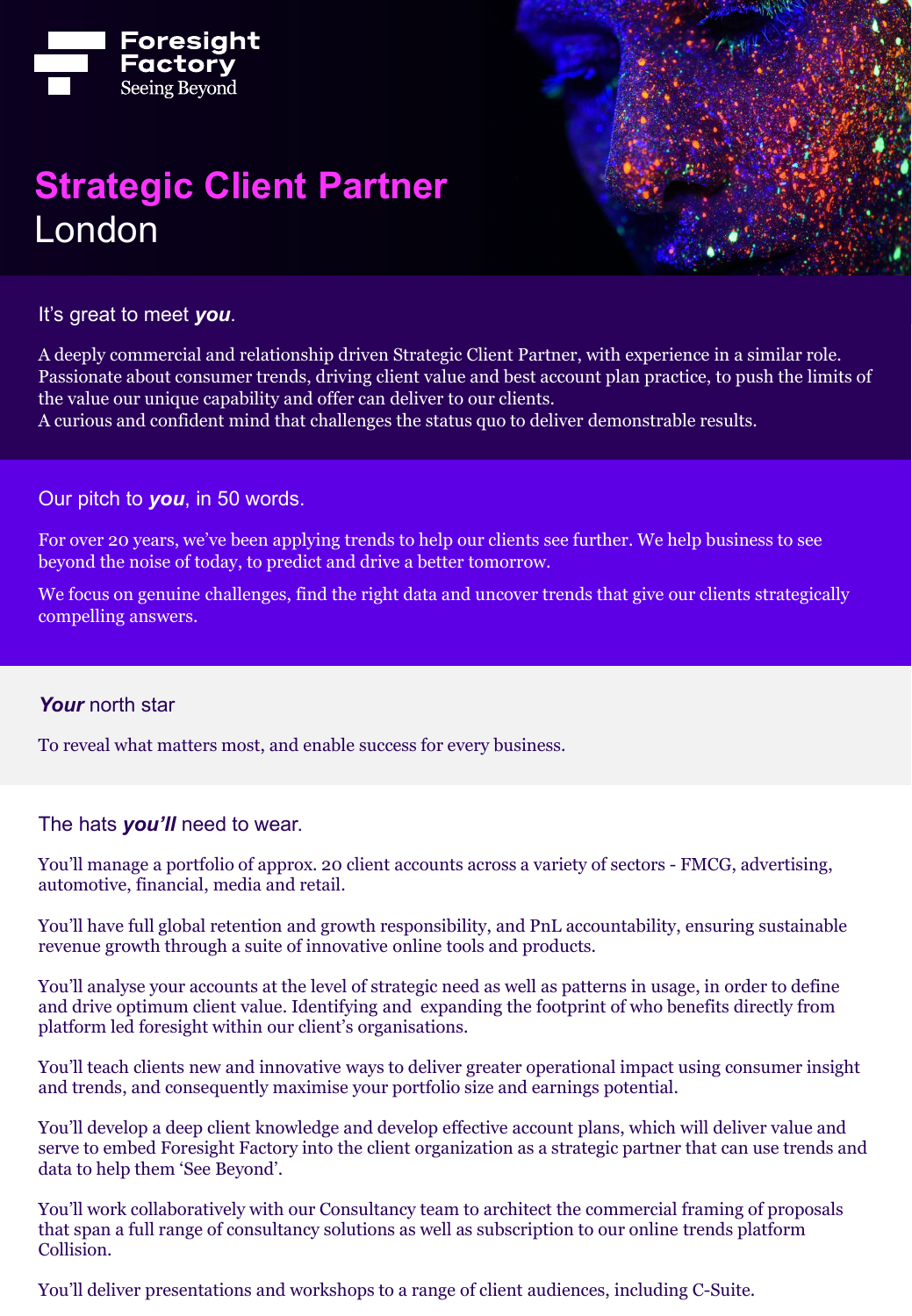Foresight Factory
Seeing Beyond

# Strategic Client Partner
London

## It's great to meet ***you***.

A deeply commercial and relationship driven Strategic Client Partner, with experience in a similar role. Passionate about consumer trends, driving client value and best account plan practice, to push the limits of the value our unique capability and offer can deliver to our clients.
A curious and confident mind that challenges the status quo to deliver demonstrable results.

## Our pitch to ***you***, in 50 words.

For over 20 years, we've been applying trends to help our clients see further. We help business to see beyond the noise of today, to predict and drive a better tomorrow.

We focus on genuine challenges, find the right data and uncover trends that give our clients strategically compelling answers.

## ***Your*** north star

To reveal what matters most, and enable success for every business.

## The hats ***you'll*** need to wear.

You'll manage a portfolio of approx. 20 client accounts across a variety of sectors - FMCG, advertising, automotive, financial, media and retail.

You'll have full global retention and growth responsibility, and PnL accountability, ensuring sustainable revenue growth through a suite of innovative online tools and products.

You'll analyse your accounts at the level of strategic need as well as patterns in usage, in order to define and drive optimum client value. Identifying and expanding the footprint of who benefits directly from platform led foresight within our client's organisations.

You'll teach clients new and innovative ways to deliver greater operational impact using consumer insight and trends, and consequently maximise your portfolio size and earnings potential.

You'll develop a deep client knowledge and develop effective account plans, which will deliver value and serve to embed Foresight Factory into the client organization as a strategic partner that can use trends and data to help them 'See Beyond'.

You'll work collaboratively with our Consultancy team to architect the commercial framing of proposals that span a full range of consultancy solutions as well as subscription to our online trends platform Collision.

You'll deliver presentations and workshops to a range of client audiences, including C-Suite.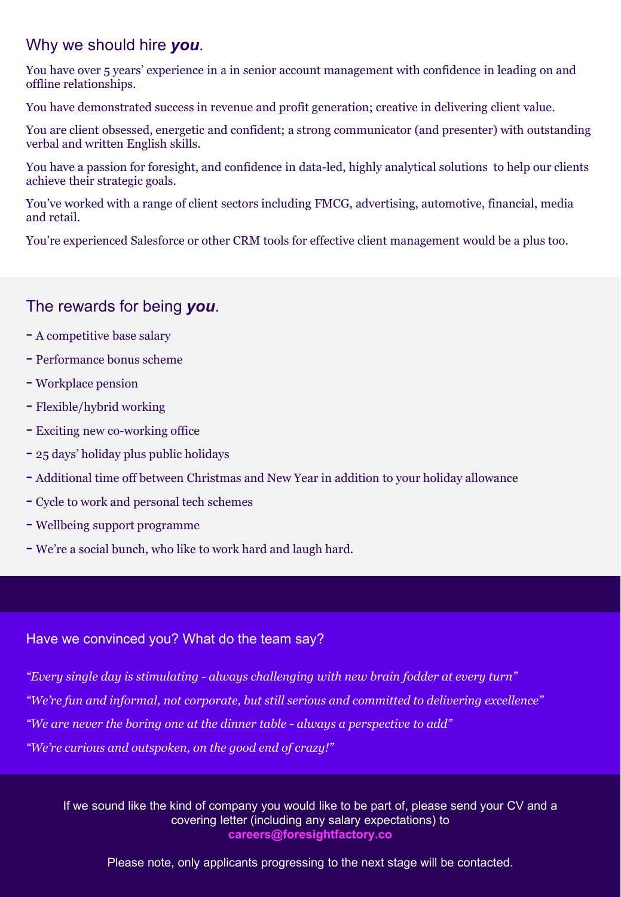## Why we should hire ***you***.

You have over 5 years' experience in a in senior account management with confidence in leading on and offline relationships.

You have demonstrated success in revenue and profit generation; creative in delivering client value.

You are client obsessed, energetic and confident; a strong communicator (and presenter) with outstanding verbal and written English skills.

You have a passion for foresight, and confidence in data-led, highly analytical solutions to help our clients achieve their strategic goals.

You've worked with a range of client sectors including FMCG, advertising, automotive, financial, media and retail.

You're experienced Salesforce or other CRM tools for effective client management would be a plus too.

## The rewards for being ***you***.

- A competitive base salary
- Performance bonus scheme
- Workplace pension
- Flexible/hybrid working
- Exciting new co-working office
- 25 days' holiday plus public holidays
- Additional time off between Christmas and New Year in addition to your holiday allowance
- Cycle to work and personal tech schemes
- Wellbeing support programme
- We're a social bunch, who like to work hard and laugh hard.

## Have we convinced you? What do the team say?

*"Every single day is stimulating - always challenging with new brain fodder at every turn"*

*"We're fun and informal, not corporate, but still serious and committed to delivering excellence"*

*"We are never the boring one at the dinner table - always a perspective to add"*

*"We're curious and outspoken, on the good end of crazy!"*

If we sound like the kind of company you would like to be part of, please send your CV and a covering letter (including any salary expectations) to **careers@foresightfactory.co**

Please note, only applicants progressing to the next stage will be contacted.